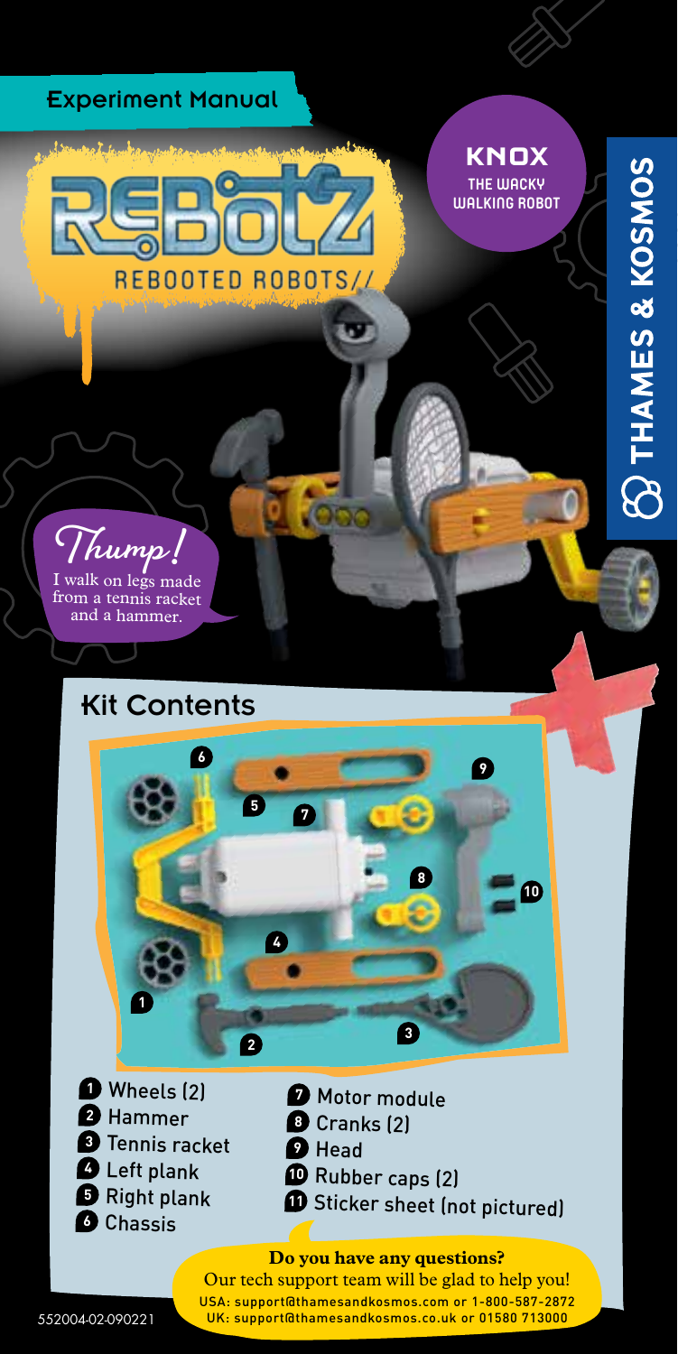Experiment Manual

# REBOTZ

REBOOTED ROBOTS//

**KNOX**
THE WACKY WALKING ROBOT

THAMES & KOSMOS

*Thump!*
I walk on legs made from a tennis racket and a hammer.

## Kit Contents

1. Wheels (2)
2. Hammer
3. Tennis racket
4. Left plank
5. Right plank
6. Chassis
7. Motor module
8. Cranks (2)
9. Head
10. Rubber caps (2)
11. Sticker sheet (not pictured)

**Do you have any questions?**
Our tech support team will be glad to help you!
USA: support@thamesandkosmos.com or 1-800-587-2872
UK: support@thamesandkosmos.co.uk or 01580 713000

552004-02-090221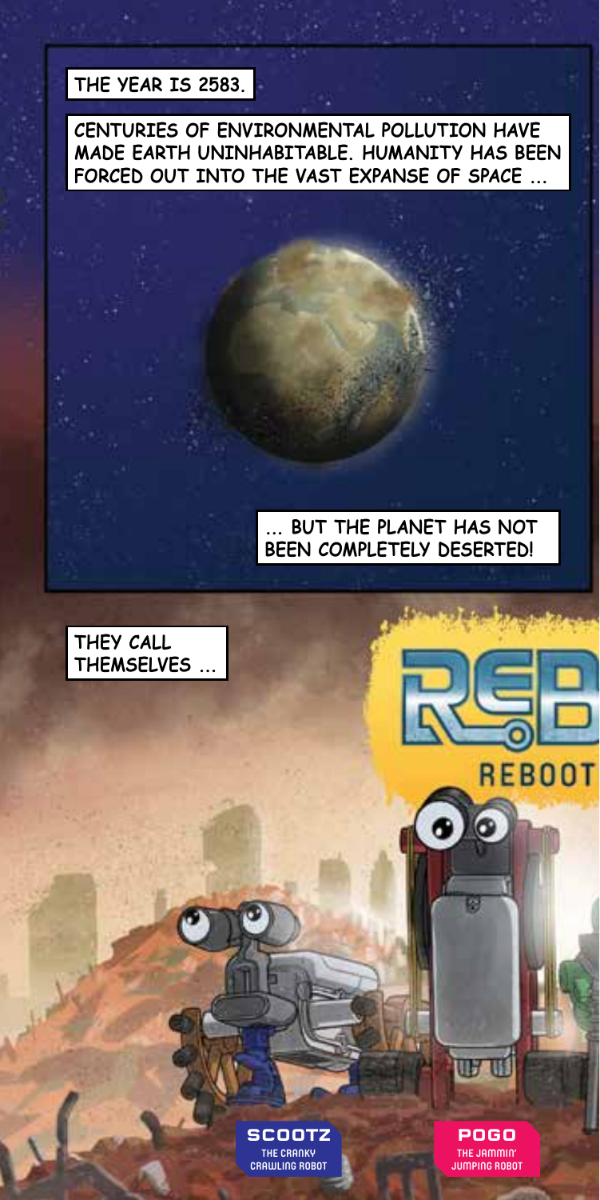THE YEAR IS 2583.

CENTURIES OF ENVIRONMENTAL POLLUTION HAVE MADE EARTH UNINHABITABLE. HUMANITY HAS BEEN FORCED OUT INTO THE VAST EXPANSE OF SPACE ...

... BUT THE PLANET HAS NOT BEEN COMPLETELY DESERTED!

THEY CALL THEMSELVES ...

REBOOT

**SCOOTZ**
THE CRANKY CRAWLING ROBOT

**POGO**
THE JAMMIN' JUMPING ROBOT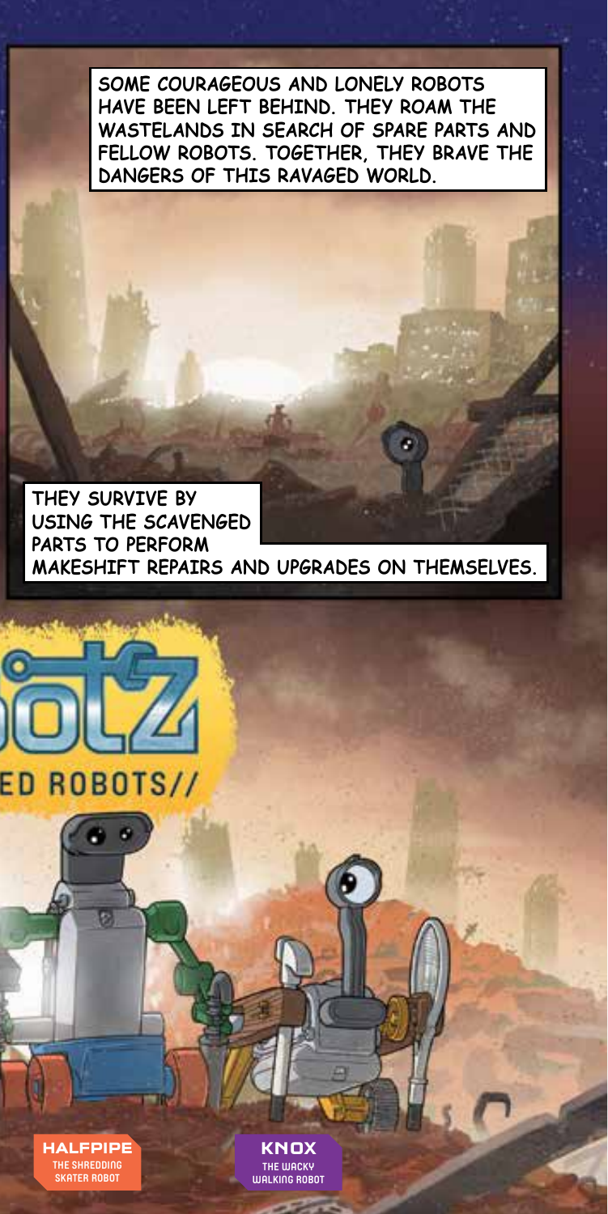SOME COURAGEOUS AND LONELY ROBOTS HAVE BEEN LEFT BEHIND. THEY ROAM THE WASTELANDS IN SEARCH OF SPARE PARTS AND FELLOW ROBOTS. TOGETHER, THEY BRAVE THE DANGERS OF THIS RAVAGED WORLD.

THEY SURVIVE BY USING THE SCAVENGED PARTS TO PERFORM MAKESHIFT REPAIRS AND UPGRADES ON THEMSELVES.

otZ

ED ROBOTS//

**HALFPIPE**
THE SHREDDING SKATER ROBOT

**KNOX**
THE WACKY WALKING ROBOT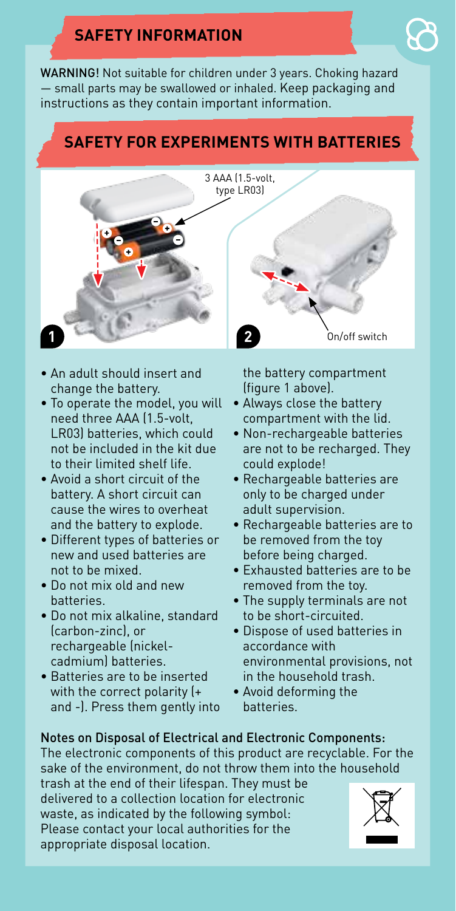## SAFETY INFORMATION

WARNING! Not suitable for children under 3 years. Choking hazard — small parts may be swallowed or inhaled. Keep packaging and instructions as they contain important information.

## SAFETY FOR EXPERIMENTS WITH BATTERIES

3 AAA (1.5-volt, type LR03)

On/off switch

- An adult should insert and change the battery.
- To operate the model, you will need three AAA (1.5-volt, LR03) batteries, which could not be included in the kit due to their limited shelf life.
- Avoid a short circuit of the battery. A short circuit can cause the wires to overheat and the battery to explode.
- Different types of batteries or new and used batteries are not to be mixed.
- Do not mix old and new batteries.
- Do not mix alkaline, standard (carbon-zinc), or rechargeable (nickel-cadmium) batteries.
- Batteries are to be inserted with the correct polarity (+ and -). Press them gently into the battery compartment (figure 1 above).
- Always close the battery compartment with the lid.
- Non-rechargeable batteries are not to be recharged. They could explode!
- Rechargeable batteries are only to be charged under adult supervision.
- Rechargeable batteries are to be removed from the toy before being charged.
- Exhausted batteries are to be removed from the toy.
- The supply terminals are not to be short-circuited.
- Dispose of used batteries in accordance with environmental provisions, not in the household trash.
- Avoid deforming the batteries.

**Notes on Disposal of Electrical and Electronic Components:**
The electronic components of this product are recyclable. For the sake of the environment, do not throw them into the household trash at the end of their lifespan. They must be delivered to a collection location for electronic waste, as indicated by the following symbol: Please contact your local authorities for the appropriate disposal location.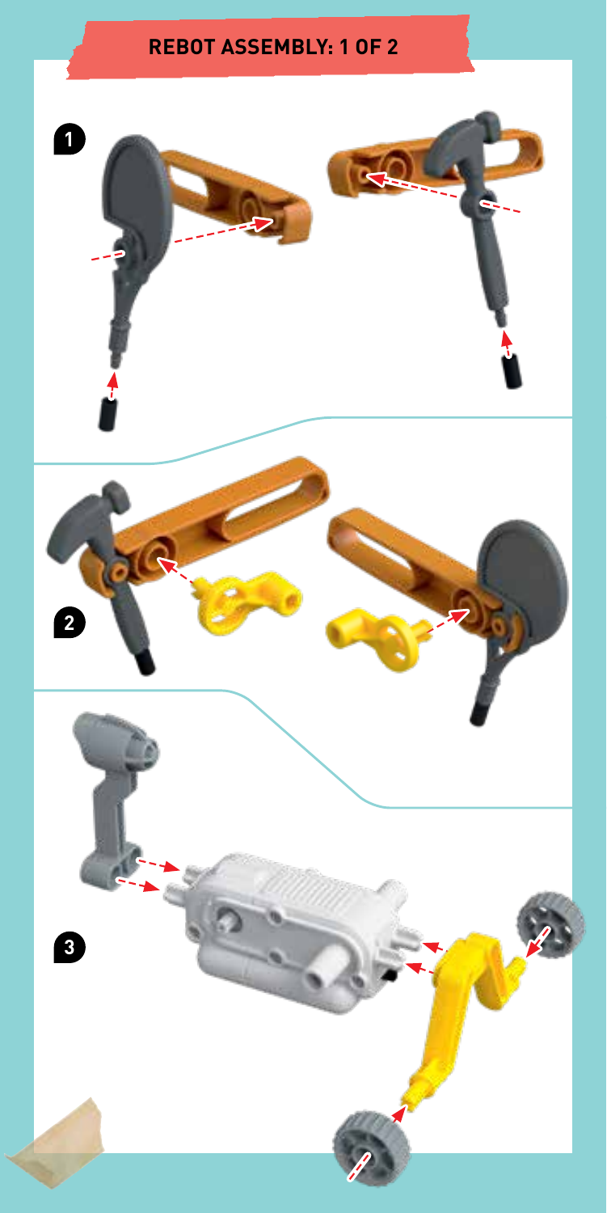# REBOT ASSEMBLY: 1 OF 2

1

2

3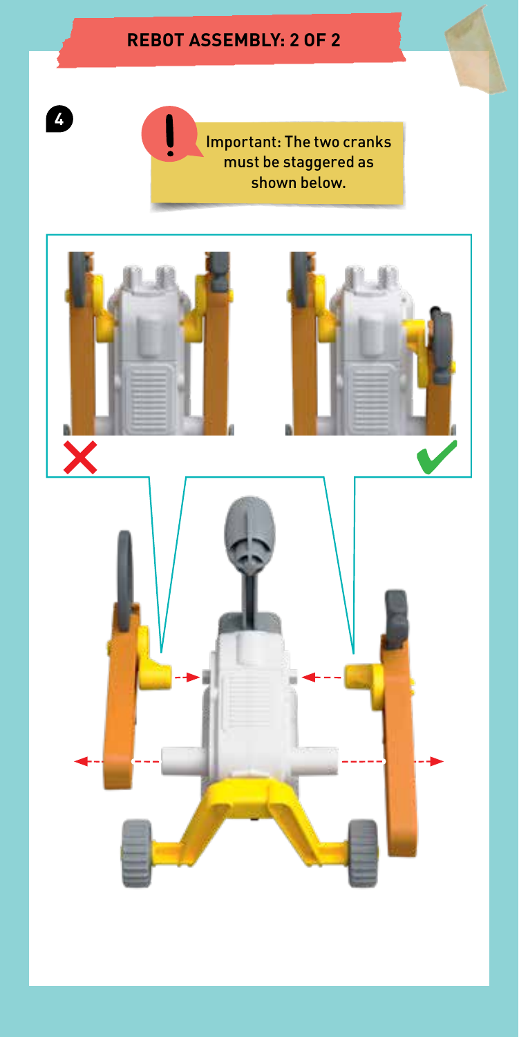## REBOT ASSEMBLY: 2 OF 2

**4**

Important: The two cranks must be staggered as shown below.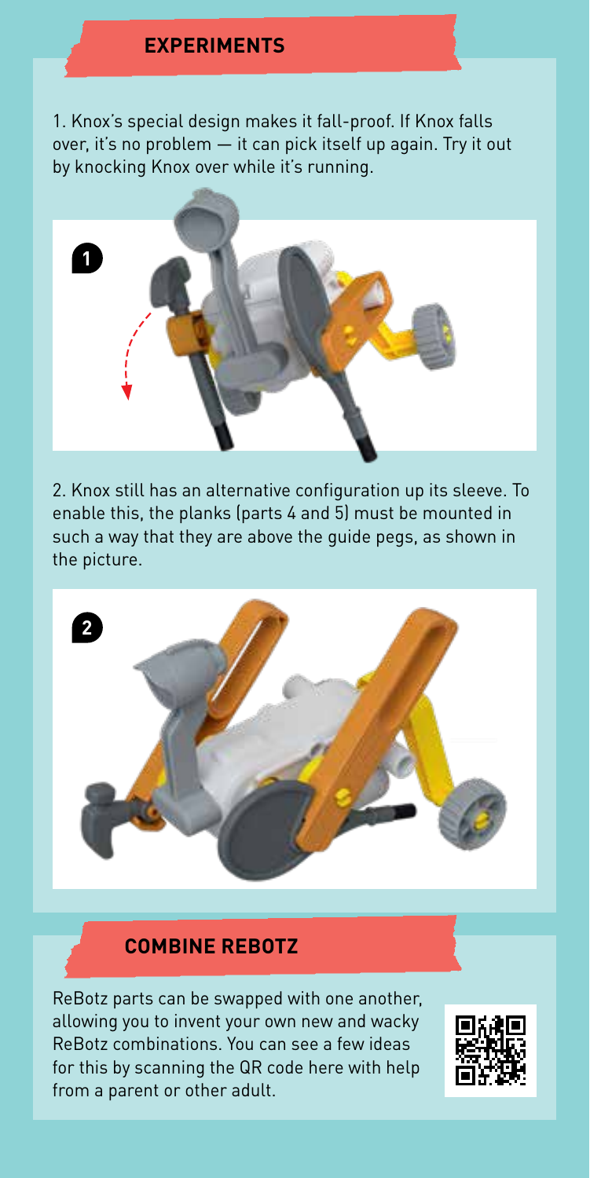## EXPERIMENTS

1. Knox's special design makes it fall-proof. If Knox falls over, it's no problem — it can pick itself up again. Try it out by knocking Knox over while it's running.

2. Knox still has an alternative configuration up its sleeve. To enable this, the planks (parts 4 and 5) must be mounted in such a way that they are above the guide pegs, as shown in the picture.

## COMBINE REBOTZ

ReBotz parts can be swapped with one another, allowing you to invent your own new and wacky ReBotz combinations. You can see a few ideas for this by scanning the QR code here with help from a parent or other adult.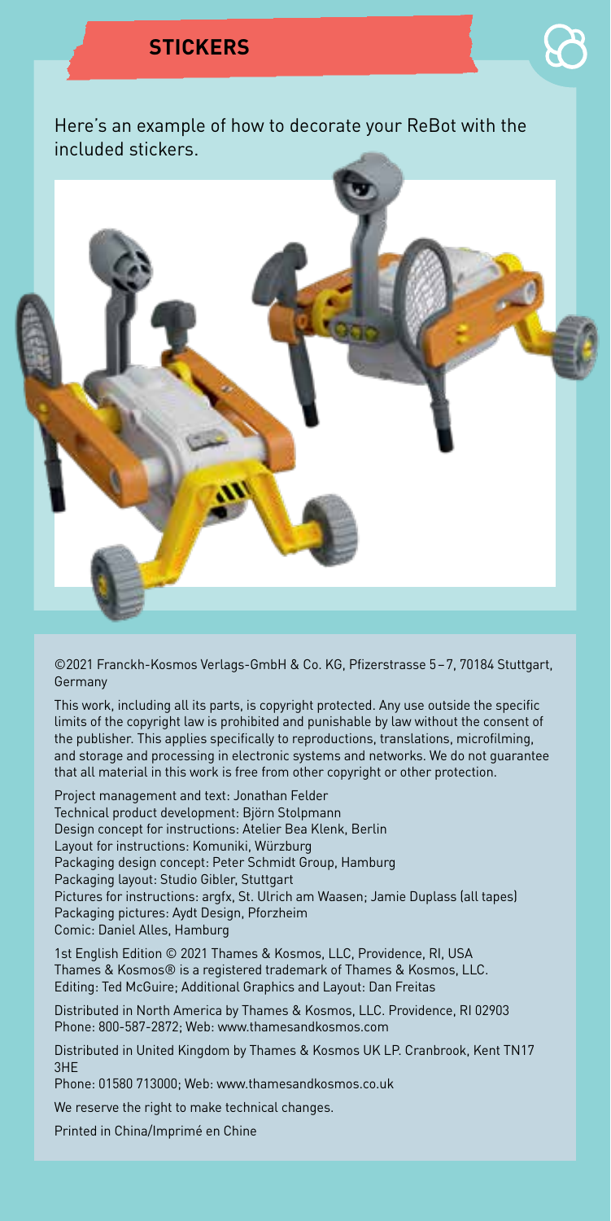## STICKERS

Here's an example of how to decorate your ReBot with the included stickers.

©2021 Franckh-Kosmos Verlags-GmbH & Co. KG, Pfizerstrasse 5–7, 70184 Stuttgart, Germany

This work, including all its parts, is copyright protected. Any use outside the specific limits of the copyright law is prohibited and punishable by law without the consent of the publisher. This applies specifically to reproductions, translations, microfilming, and storage and processing in electronic systems and networks. We do not guarantee that all material in this work is free from other copyright or other protection.

Project management and text: Jonathan Felder
Technical product development: Björn Stolpmann
Design concept for instructions: Atelier Bea Klenk, Berlin
Layout for instructions: Komuniki, Würzburg
Packaging design concept: Peter Schmidt Group, Hamburg
Packaging layout: Studio Gibler, Stuttgart
Pictures for instructions: argfx, St. Ulrich am Waasen; Jamie Duplass (all tapes)
Packaging pictures: Aydt Design, Pforzheim
Comic: Daniel Alles, Hamburg

1st English Edition © 2021 Thames & Kosmos, LLC, Providence, RI, USA
Thames & Kosmos® is a registered trademark of Thames & Kosmos, LLC.
Editing: Ted McGuire; Additional Graphics and Layout: Dan Freitas

Distributed in North America by Thames & Kosmos, LLC. Providence, RI 02903
Phone: 800-587-2872; Web: www.thamesandkosmos.com

Distributed in United Kingdom by Thames & Kosmos UK LP. Cranbrook, Kent TN17 3HE
Phone: 01580 713000; Web: www.thamesandkosmos.co.uk

We reserve the right to make technical changes.

Printed in China/Imprimé en Chine